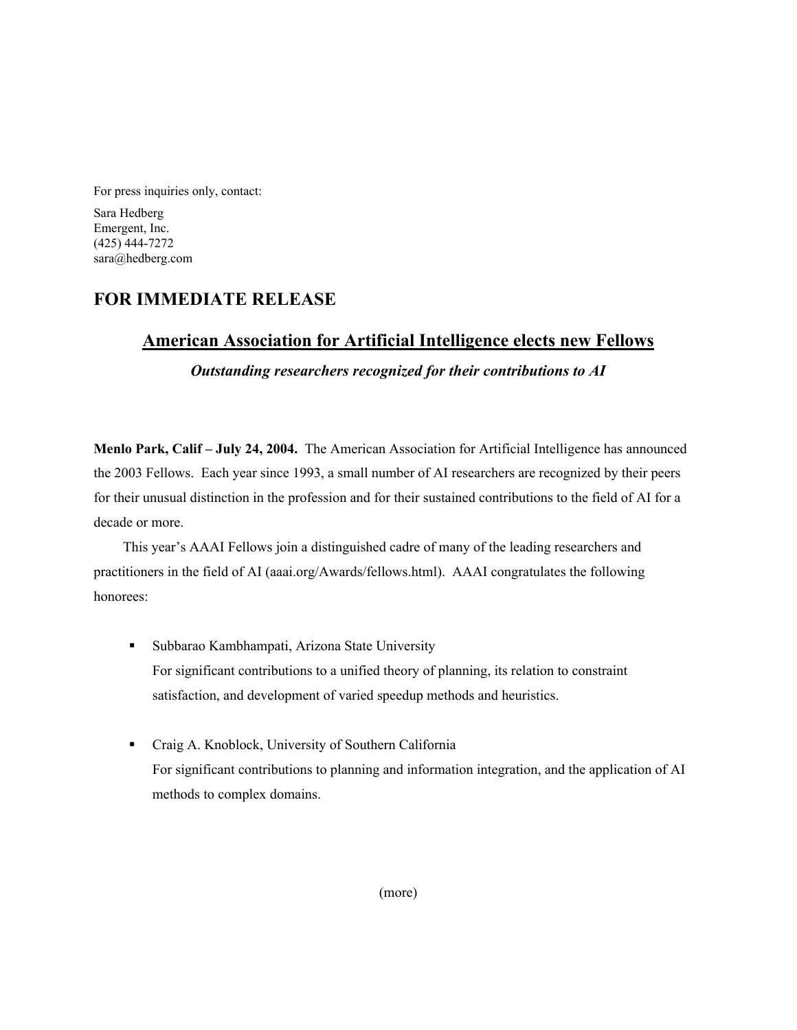For press inquiries only, contact:

Sara Hedberg
Emergent, Inc.
(425) 444-7272
sara@hedberg.com

## FOR IMMEDIATE RELEASE

# American Association for Artificial Intelligence elects new Fellows

***Outstanding researchers recognized for their contributions to AI***

**Menlo Park, Calif – July 24, 2004.** The American Association for Artificial Intelligence has announced the 2003 Fellows. Each year since 1993, a small number of AI researchers are recognized by their peers for their unusual distinction in the profession and for their sustained contributions to the field of AI for a decade or more.

This year's AAAI Fellows join a distinguished cadre of many of the leading researchers and practitioners in the field of AI (aaai.org/Awards/fellows.html). AAAI congratulates the following honorees:

- Subbarao Kambhampati, Arizona State University
  For significant contributions to a unified theory of planning, its relation to constraint satisfaction, and development of varied speedup methods and heuristics.

- Craig A. Knoblock, University of Southern California
  For significant contributions to planning and information integration, and the application of AI methods to complex domains.

(more)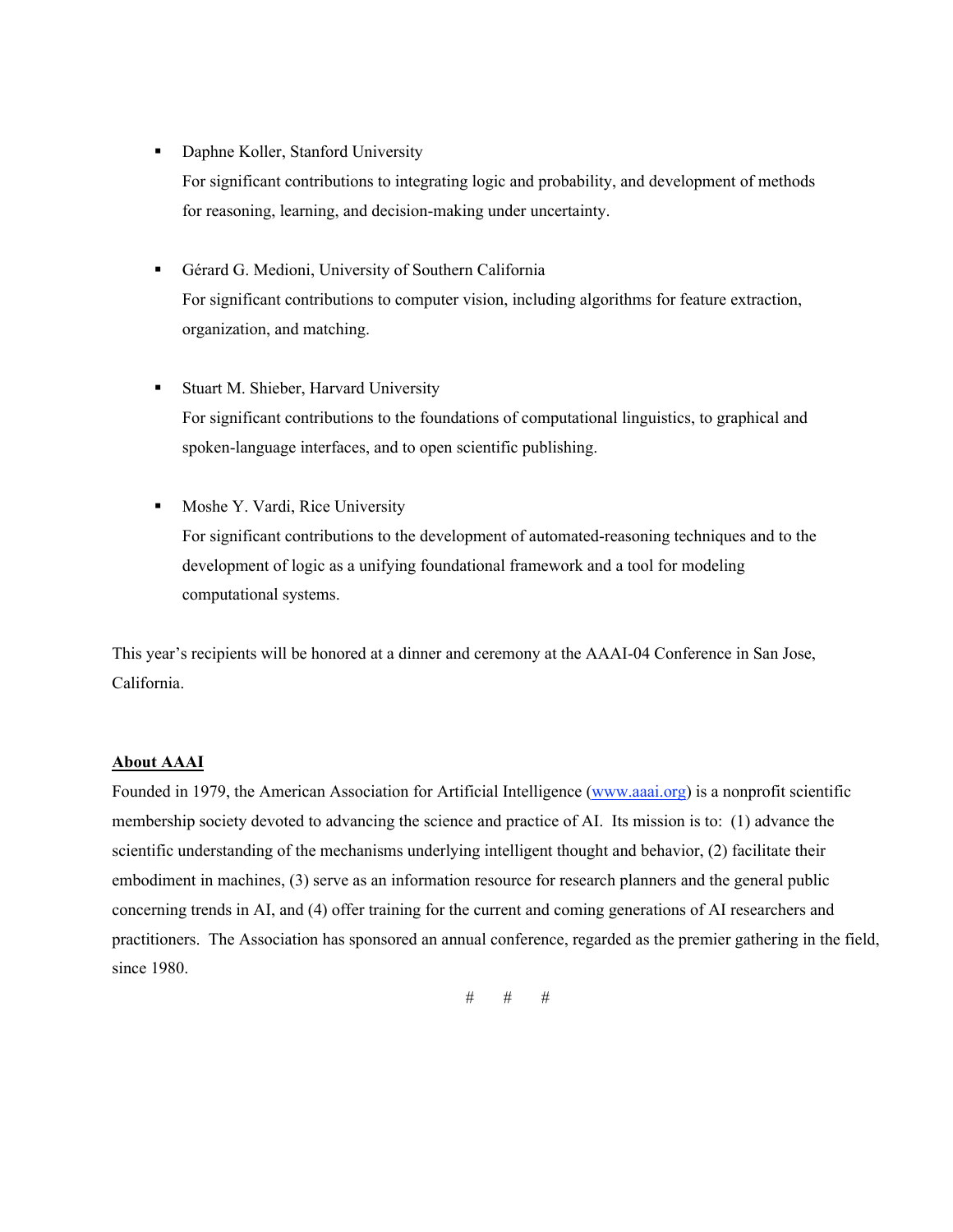- Daphne Koller, Stanford University
  For significant contributions to integrating logic and probability, and development of methods for reasoning, learning, and decision-making under uncertainty.

- Gérard G. Medioni, University of Southern California
  For significant contributions to computer vision, including algorithms for feature extraction, organization, and matching.

- Stuart M. Shieber, Harvard University
  For significant contributions to the foundations of computational linguistics, to graphical and spoken-language interfaces, and to open scientific publishing.

- Moshe Y. Vardi, Rice University
  For significant contributions to the development of automated-reasoning techniques and to the development of logic as a unifying foundational framework and a tool for modeling computational systems.

This year's recipients will be honored at a dinner and ceremony at the AAAI-04 Conference in San Jose, California.

**About AAAI**

Founded in 1979, the American Association for Artificial Intelligence (www.aaai.org) is a nonprofit scientific membership society devoted to advancing the science and practice of AI. Its mission is to: (1) advance the scientific understanding of the mechanisms underlying intelligent thought and behavior, (2) facilitate their embodiment in machines, (3) serve as an information resource for research planners and the general public concerning trends in AI, and (4) offer training for the current and coming generations of AI researchers and practitioners. The Association has sponsored an annual conference, regarded as the premier gathering in the field, since 1980.

# # #